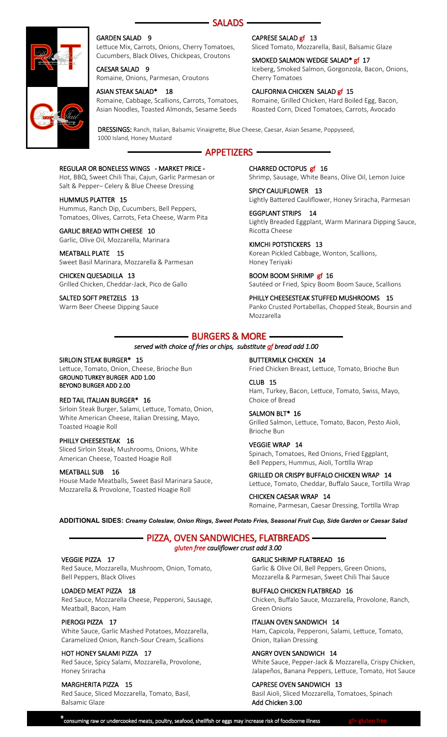## SALADS

**GARDEN SALAD 9**
Lettuce Mix, Carrots, Onions, Cherry Tomatoes, Cucumbers, Black Olives, Chickpeas, Croutons

**CAESAR SALAD 9**
Romaine, Onions, Parmesan, Croutons

**ASIAN STEAK SALAD* 18**
Romaine, Cabbage, Scallions, Carrots, Tomatoes, Asian Noodles, Toasted Almonds, Sesame Seeds

**CAPRESE SALAD gf 13**
Sliced Tomato, Mozzarella, Basil, Balsamic Glaze

**SMOKED SALMON WEDGE SALAD* gf 17**
Iceberg, Smoked Salmon, Gorgonzola, Bacon, Onions, Cherry Tomatoes

**CALIFORNIA CHICKEN SALAD gf 15**
Romaine, Grilled Chicken, Hard Boiled Egg, Bacon, Roasted Corn, Diced Tomatoes, Carrots, Avocado

**DRESSINGS:** Ranch, Italian, Balsamic Vinaigrette, Blue Cheese, Caesar, Asian Sesame, Poppyseed, 1000 Island, Honey Mustard

## APPETIZERS

**REGULAR OR BONELESS WINGS - MARKET PRICE -**
Hot, BBQ, Sweet Chili Thai, Cajun, Garlic Parmesan or Salt & Pepper– Celery & Blue Cheese Dressing

**HUMMUS PLATTER 15**
Hummus, Ranch Dip, Cucumbers, Bell Peppers, Tomatoes, Olives, Carrots, Feta Cheese, Warm Pita

**GARLIC BREAD WITH CHEESE 10**
Garlic, Olive Oil, Mozzarella, Marinara

**MEATBALL PLATE 15**
Sweet Basil Marinara, Mozzarella & Parmesan

**CHICKEN QUESADILLA 13**
Grilled Chicken, Cheddar-Jack, Pico de Gallo

**SALTED SOFT PRETZELS 13**
Warm Beer Cheese Dipping Sauce

**CHARRED OCTOPUS gf 16**
Shrimp, Sausage, White Beans, Olive Oil, Lemon Juice

**SPICY CAULIFLOWER 13**
Lightly Battered Cauliflower, Honey Sriracha, Parmesan

**EGGPLANT STRIPS 14**
Lightly Breaded Eggplant, Warm Marinara Dipping Sauce, Ricotta Cheese

**KIMCHI POTSTICKERS 13**
Korean Pickled Cabbage, Wonton, Scallions, Honey Teriyaki

**BOOM BOOM SHRIMP gf 16**
Sautéed or Fried, Spicy Boom Boom Sauce, Scallions

**PHILLY CHEESESTEAK STUFFED MUSHROOMS 15**
Panko Crusted Portabellas, Chopped Steak, Boursin and Mozzarella

## BURGERS & MORE

*served with choice of fries or chips, substitute gf bread add 1.00*

**SIRLOIN STEAK BURGER* 15**
Lettuce, Tomato, Onion, Cheese, Brioche Bun
**GROUND TURKEY BURGER ADD 1.00**
**BEYOND BURGER ADD 2.00**

**RED TAIL ITALIAN BURGER* 16**
Sirloin Steak Burger, Salami, Lettuce, Tomato, Onion, White American Cheese, Italian Dressing, Mayo, Toasted Hoagie Roll

**PHILLY CHEESESTEAK 16**
Sliced Sirloin Steak, Mushrooms, Onions, White American Cheese, Toasted Hoagie Roll

**MEATBALL SUB 16**
House Made Meatballs, Sweet Basil Marinara Sauce, Mozzarella & Provolone, Toasted Hoagie Roll

**BUTTERMILK CHICKEN 14**
Fried Chicken Breast, Lettuce, Tomato, Brioche Bun

**CLUB 15**
Ham, Turkey, Bacon, Lettuce, Tomato, Swiss, Mayo, Choice of Bread

**SALMON BLT* 16**
Grilled Salmon, Lettuce, Tomato, Bacon, Pesto Aioli, Brioche Bun

**VEGGIE WRAP 14**
Spinach, Tomatoes, Red Onions, Fried Eggplant, Bell Peppers, Hummus, Aioli, Tortilla Wrap

**GRILLED OR CRISPY BUFFALO CHICKEN WRAP 14**
Lettuce, Tomato, Cheddar, Buffalo Sauce, Tortilla Wrap

**CHICKEN CAESAR WRAP 14**
Romaine, Parmesan, Caesar Dressing, Tortilla Wrap

**ADDITIONAL SIDES:** *Creamy Coleslaw, Onion Rings, Sweet Potato Fries, Seasonal Fruit Cup, Side Garden or Caesar Salad*

## PIZZA, OVEN SANDWICHES, FLATBREADS

*gluten free cauliflower crust add 3.00*

**VEGGIE PIZZA 17**
Red Sauce, Mozzarella, Mushroom, Onion, Tomato, Bell Peppers, Black Olives

**LOADED MEAT PIZZA 18**
Red Sauce, Mozzarella Cheese, Pepperoni, Sausage, Meatball, Bacon, Ham

**PIEROGI PIZZA 17**
White Sauce, Garlic Mashed Potatoes, Mozzarella, Caramelized Onion, Ranch-Sour Cream, Scallions

**HOT HONEY SALAMI PIZZA 17**
Red Sauce, Spicy Salami, Mozzarella, Provolone, Honey Sriracha

**MARGHERITA PIZZA 15**
Red Sauce, Sliced Mozzarella, Tomato, Basil, Balsamic Glaze

**GARLIC SHRIMP FLATBREAD 16**
Garlic & Olive Oil, Bell Peppers, Green Onions, Mozzarella & Parmesan, Sweet Chili Thai Sauce

**BUFFALO CHICKEN FLATBREAD 16**
Chicken, Buffalo Sauce, Mozzarella, Provolone, Ranch, Green Onions

**ITALIAN OVEN SANDWICH 14**
Ham, Capicola, Pepperoni, Salami, Lettuce, Tomato, Onion, Italian Dressing

**ANGRY OVEN SANDWICH 14**
White Sauce, Pepper-Jack & Mozzarella, Crispy Chicken, Jalapeños, Banana Peppers, Lettuce, Tomato, Hot Sauce

**CAPRESE OVEN SANDWICH 13**
Basil Aioli, Sliced Mozzarella, Tomatoes, Spinach
**Add Chicken 3.00**

* consuming raw or undercooked meats, poultry, seafood, shellfish or eggs may increase risk of foodborne illness gf= gluten free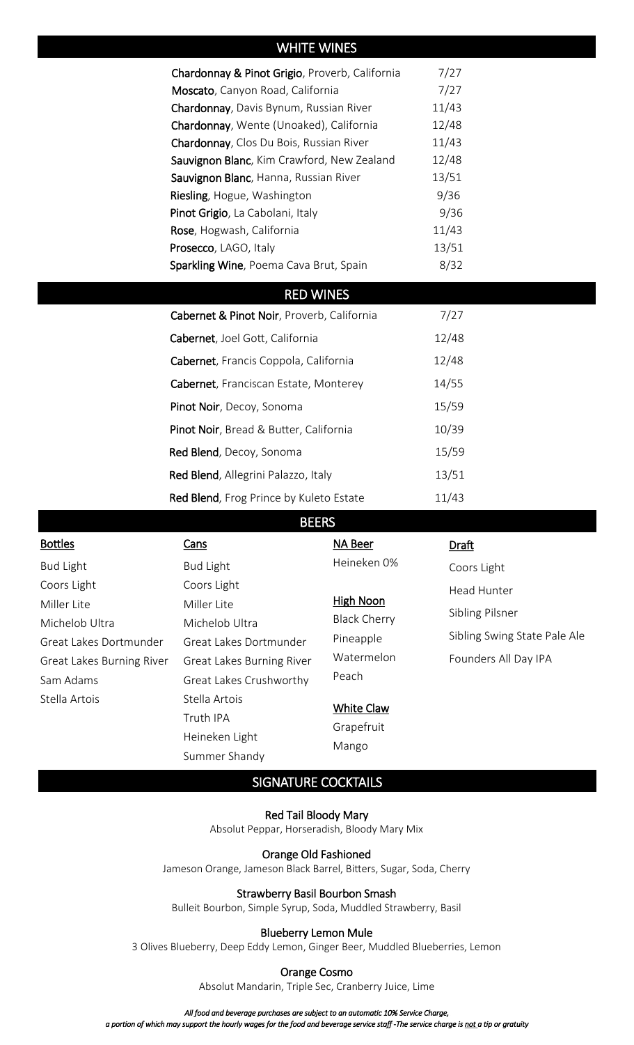## WHITE WINES

| | |
|---|---|
| **Chardonnay & Pinot Grigio**, Proverb, California | 7/27 |
| **Moscato**, Canyon Road, California | 7/27 |
| **Chardonnay**, Davis Bynum, Russian River | 11/43 |
| **Chardonnay**, Wente (Unoaked), California | 12/48 |
| **Chardonnay**, Clos Du Bois, Russian River | 11/43 |
| **Sauvignon Blanc**, Kim Crawford, New Zealand | 12/48 |
| **Sauvignon Blanc**, Hanna, Russian River | 13/51 |
| **Riesling**, Hogue, Washington | 9/36 |
| **Pinot Grigio**, La Cabolani, Italy | 9/36 |
| **Rose**, Hogwash, California | 11/43 |
| **Prosecco**, LAGO, Italy | 13/51 |
| **Sparkling Wine**, Poema Cava Brut, Spain | 8/32 |

## RED WINES

| | |
|---|---|
| **Cabernet & Pinot Noir**, Proverb, California | 7/27 |
| **Cabernet**, Joel Gott, California | 12/48 |
| **Cabernet**, Francis Coppola, California | 12/48 |
| **Cabernet**, Franciscan Estate, Monterey | 14/55 |
| **Pinot Noir**, Decoy, Sonoma | 15/59 |
| **Pinot Noir**, Bread & Butter, California | 10/39 |
| **Red Blend**, Decoy, Sonoma | 15/59 |
| **Red Blend**, Allegrini Palazzo, Italy | 13/51 |
| **Red Blend**, Frog Prince by Kuleto Estate | 11/43 |

## BEERS

**Bottles**
- Bud Light
- Coors Light
- Miller Lite
- Michelob Ultra
- Great Lakes Dortmunder
- Great Lakes Burning River
- Sam Adams
- Stella Artois

**Cans**
- Bud Light
- Coors Light
- Miller Lite
- Michelob Ultra
- Great Lakes Dortmunder
- Great Lakes Burning River
- Great Lakes Crushworthy
- Stella Artois
- Truth IPA
- Heineken Light
- Summer Shandy

**NA Beer**
- Heineken 0%

**High Noon**
- Black Cherry
- Pineapple
- Watermelon
- Peach

**White Claw**
- Grapefruit
- Mango

**Draft**
- Coors Light
- Head Hunter
- Sibling Pilsner
- Sibling Swing State Pale Ale
- Founders All Day IPA

## SIGNATURE COCKTAILS

**Red Tail Bloody Mary**
Absolut Peppar, Horseradish, Bloody Mary Mix

**Orange Old Fashioned**
Jameson Orange, Jameson Black Barrel, Bitters, Sugar, Soda, Cherry

**Strawberry Basil Bourbon Smash**
Bulleit Bourbon, Simple Syrup, Soda, Muddled Strawberry, Basil

**Blueberry Lemon Mule**
3 Olives Blueberry, Deep Eddy Lemon, Ginger Beer, Muddled Blueberries, Lemon

**Orange Cosmo**
Absolut Mandarin, Triple Sec, Cranberry Juice, Lime

***All food and beverage purchases are subject to an automatic 10% Service Charge,***
***a portion of which may support the hourly wages for the food and beverage service staff -The service charge is not a tip or gratuity***